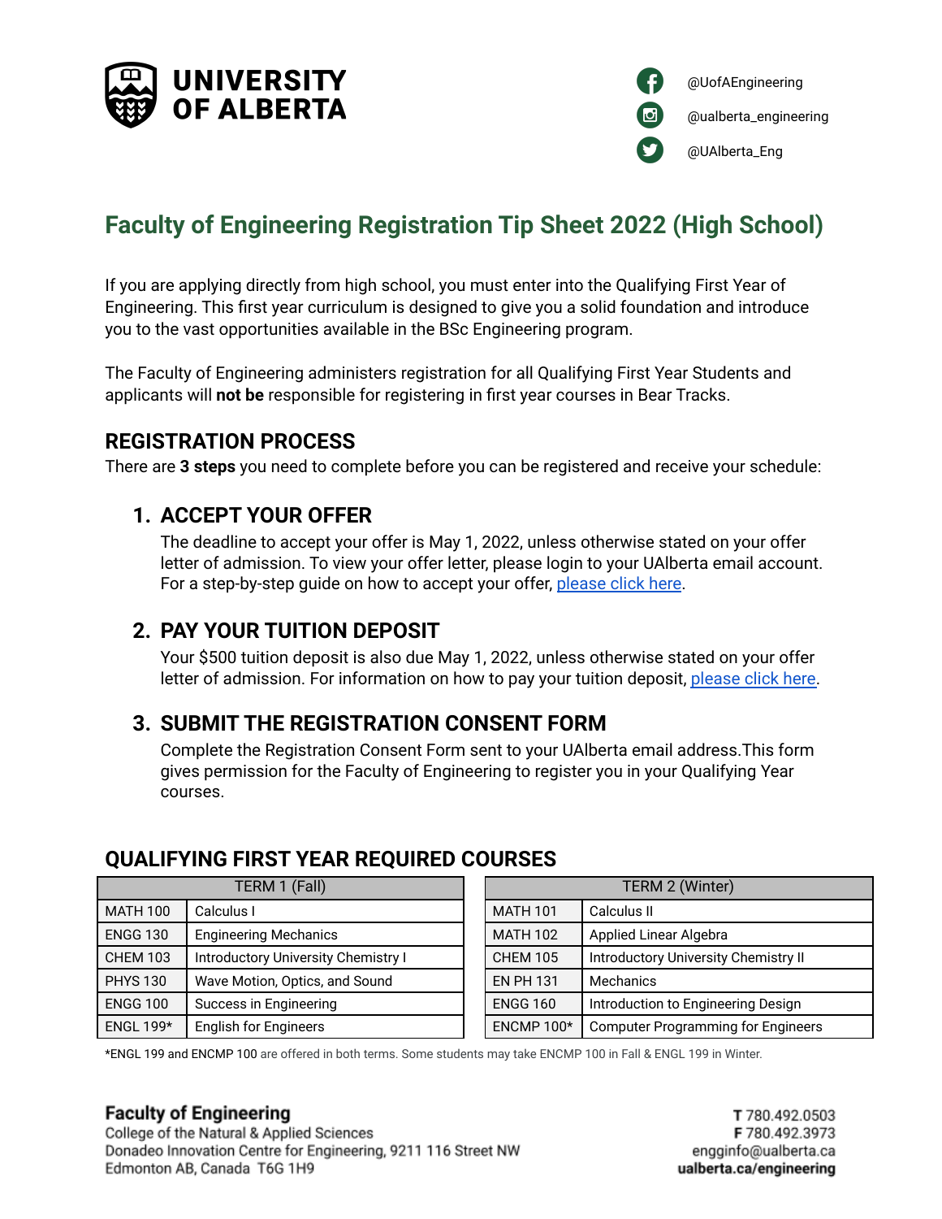UNIVERSITY OF ALBERTA

@UofAEngineering

@ualberta_engineering

@UAlberta_Eng

# Faculty of Engineering Registration Tip Sheet 2022 (High School)

If you are applying directly from high school, you must enter into the Qualifying First Year of Engineering. This first year curriculum is designed to give you a solid foundation and introduce you to the vast opportunities available in the BSc Engineering program.

The Faculty of Engineering administers registration for all Qualifying First Year Students and applicants will **not be** responsible for registering in first year courses in Bear Tracks.

## REGISTRATION PROCESS

There are **3 steps** you need to complete before you can be registered and receive your schedule:

### 1. ACCEPT YOUR OFFER

The deadline to accept your offer is May 1, 2022, unless otherwise stated on your offer letter of admission. To view your offer letter, please login to your UAlberta email account. For a step-by-step guide on how to accept your offer, please click here.

### 2. PAY YOUR TUITION DEPOSIT

Your $500 tuition deposit is also due May 1, 2022, unless otherwise stated on your offer letter of admission. For information on how to pay your tuition deposit, please click here.

### 3. SUBMIT THE REGISTRATION CONSENT FORM

Complete the Registration Consent Form sent to your UAlberta email address.This form gives permission for the Faculty of Engineering to register you in your Qualifying Year courses.

## QUALIFYING FIRST YEAR REQUIRED COURSES

| TERM 1 (Fall) | |
|---|---|
| MATH 100 | Calculus I |
| ENGG 130 | Engineering Mechanics |
| CHEM 103 | Introductory University Chemistry I |
| PHYS 130 | Wave Motion, Optics, and Sound |
| ENGG 100 | Success in Engineering |
| ENGL 199* | English for Engineers |

| TERM 2 (Winter) | |
|---|---|
| MATH 101 | Calculus II |
| MATH 102 | Applied Linear Algebra |
| CHEM 105 | Introductory University Chemistry II |
| EN PH 131 | Mechanics |
| ENGG 160 | Introduction to Engineering Design |
| ENCMP 100* | Computer Programming for Engineers |

*ENGL 199 and ENCMP 100 are offered in both terms. Some students may take ENCMP 100 in Fall & ENGL 199 in Winter.

**Faculty of Engineering**
College of the Natural & Applied Sciences
Donadeo Innovation Centre for Engineering, 9211 116 Street NW
Edmonton AB, Canada T6G 1H9

**T** 780.492.0503
**F** 780.492.3973
engginfo@ualberta.ca
**ualberta.ca/engineering**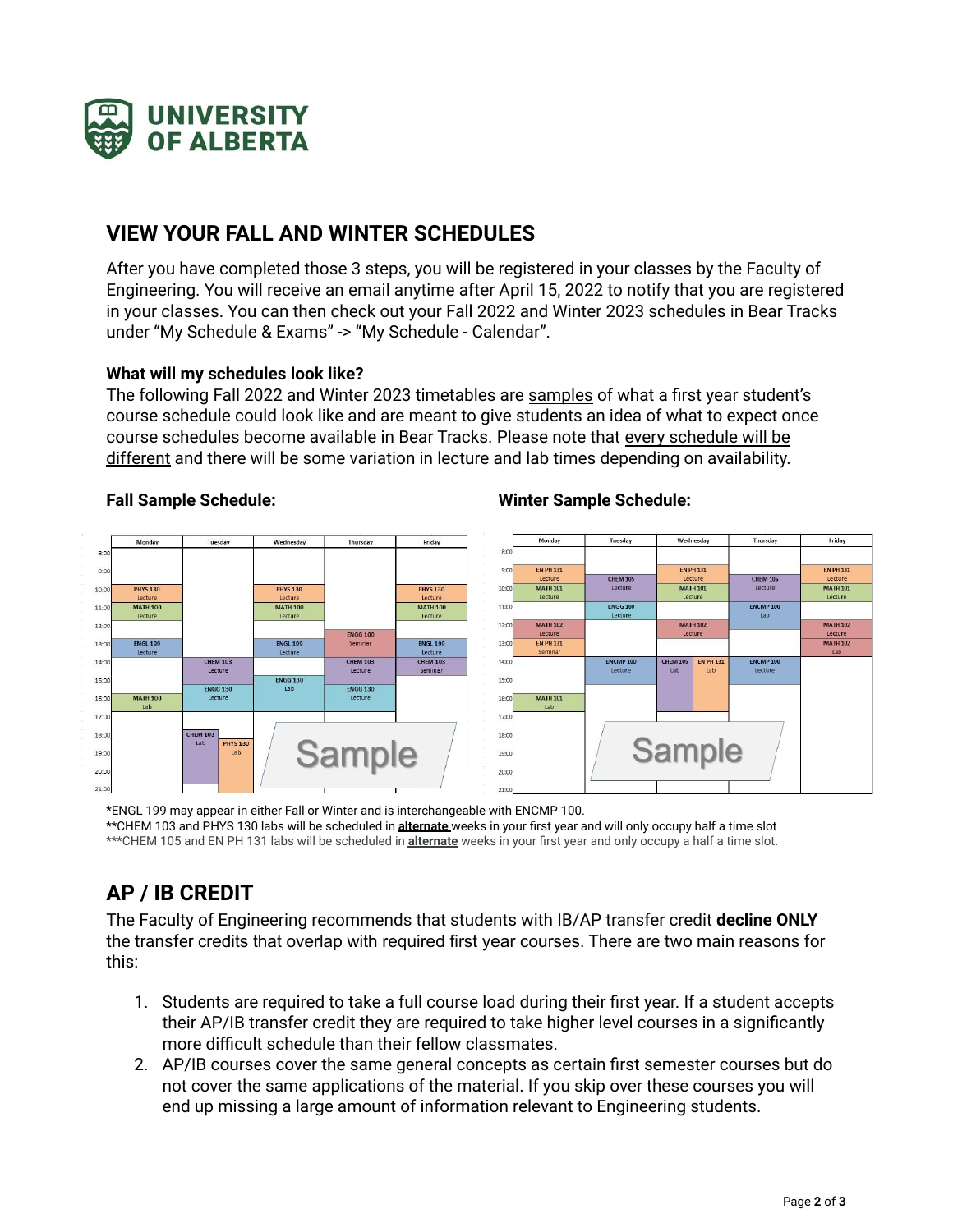## VIEW YOUR FALL AND WINTER SCHEDULES

After you have completed those 3 steps, you will be registered in your classes by the Faculty of Engineering. You will receive an email anytime after April 15, 2022 to notify that you are registered in your classes. You can then check out your Fall 2022 and Winter 2023 schedules in Bear Tracks under "My Schedule & Exams" -> "My Schedule - Calendar".

### What will my schedules look like?

The following Fall 2022 and Winter 2023 timetables are samples of what a first year student's course schedule could look like and are meant to give students an idea of what to expect once course schedules become available in Bear Tracks. Please note that every schedule will be different and there will be some variation in lecture and lab times depending on availability.

### Fall Sample Schedule:

| | Monday | Tuesday | Wednesday | Thursday | Friday |
|---|---|---|---|---|---|
| 8:00 | | | | | |
| 9:00 | | | | | |
| 10:00 | PHYS 130 Lecture | | PHYS 130 Lecture | | PHYS 130 Lecture |
| 11:00 | MATH 100 Lecture | | MATH 100 Lecture | | MATH 100 Lecture |
| 12:00 | | | | ENGG 100 Seminar | |
| 13:00 | ENGL 199 Lecture | | ENGL 199 Lecture | | ENGL 199 Lecture |
| 14:00 | | CHEM 103 Lecture | | CHEM 103 Lecture | CHEM 103 Seminar |
| 15:00 | | ENGG 130 Lecture | ENGG 130 Lab | ENGG 130 Lecture | |
| 16:00 | MATH 100 Lab | | | | |
| 17:00 | | | | | |
| 18:00 | | CHEM 103 Lab / PHYS 130 Lab | | | |
| 19:00 | | | | | |
| 20:00 | | | | | |
| 21:00 | | | | | |

### Winter Sample Schedule:

| | Monday | Tuesday | Wednesday | Thursday | Friday |
|---|---|---|---|---|---|
| 8:00 | | | | | |
| 9:00 | EN PH 131 Lecture | CHEM 105 Lecture | EN PH 131 Lecture | CHEM 105 Lecture | EN PH 131 Lecture |
| 10:00 | MATH 101 Lecture | | MATH 101 Lecture | | MATH 101 Lecture |
| 11:00 | | ENGG 160 Lecture | | ENCMP 100 Lab | |
| 12:00 | MATH 102 Lecture | | MATH 102 Lecture | | MATH 102 Lecture |
| 13:00 | EN PH 131 Seminar | | | | MATH 102 Lab |
| 14:00 | | ENCMP 100 Lecture | CHEM 105 Lab / EN PH 131 Lab | ENCMP 100 Lecture | |
| 15:00 | | | | | |
| 16:00 | MATH 101 Lab | | | | |
| 17:00 | | | | | |
| 18:00 | | | | | |
| 19:00 | | | | | |
| 20:00 | | | | | |
| 21:00 | | | | | |

*ENGL 199 may appear in either Fall or Winter and is interchangeable with ENCMP 100.
**CHEM 103 and PHYS 130 labs will be scheduled in **alternate** weeks in your first year and will only occupy half a time slot
***CHEM 105 and EN PH 131 labs will be scheduled in **alternate** weeks in your first year and only occupy a half a time slot.

## AP / IB CREDIT

The Faculty of Engineering recommends that students with IB/AP transfer credit **decline ONLY** the transfer credits that overlap with required first year courses. There are two main reasons for this:

1. Students are required to take a full course load during their first year. If a student accepts their AP/IB transfer credit they are required to take higher level courses in a significantly more difficult schedule than their fellow classmates.
2. AP/IB courses cover the same general concepts as certain first semester courses but do not cover the same applications of the material. If you skip over these courses you will end up missing a large amount of information relevant to Engineering students.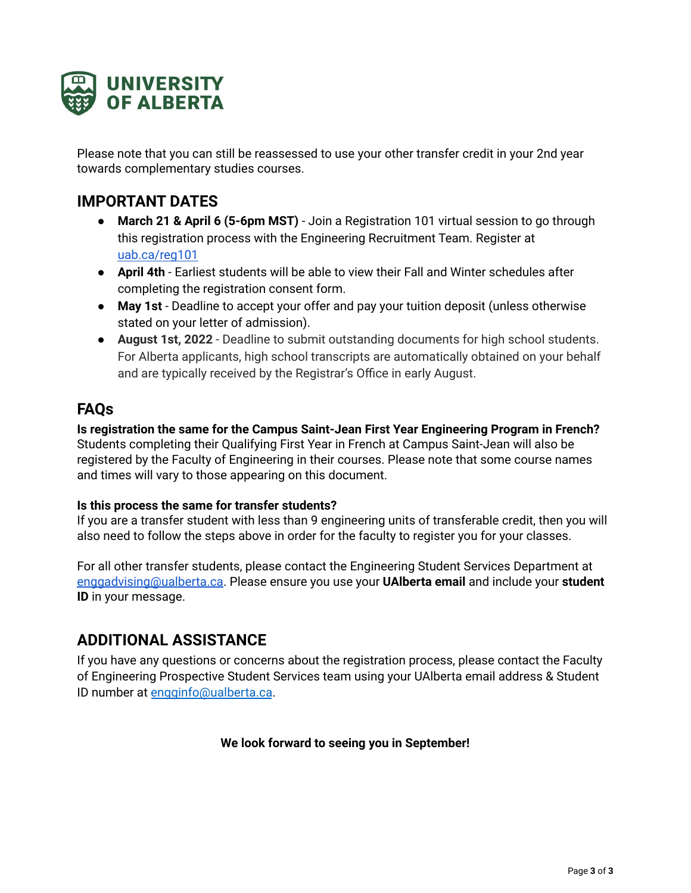Please note that you can still be reassessed to use your other transfer credit in your 2nd year towards complementary studies courses.

## IMPORTANT DATES

- **March 21 & April 6 (5-6pm MST)** - Join a Registration 101 virtual session to go through this registration process with the Engineering Recruitment Team. Register at uab.ca/reg101
- **April 4th** - Earliest students will be able to view their Fall and Winter schedules after completing the registration consent form.
- **May 1st** - Deadline to accept your offer and pay your tuition deposit (unless otherwise stated on your letter of admission).
- **August 1st, 2022** - Deadline to submit outstanding documents for high school students. For Alberta applicants, high school transcripts are automatically obtained on your behalf and are typically received by the Registrar's Office in early August.

## FAQs

**Is registration the same for the Campus Saint-Jean First Year Engineering Program in French?**
Students completing their Qualifying First Year in French at Campus Saint-Jean will also be registered by the Faculty of Engineering in their courses. Please note that some course names and times will vary to those appearing on this document.

**Is this process the same for transfer students?**
If you are a transfer student with less than 9 engineering units of transferable credit, then you will also need to follow the steps above in order for the faculty to register you for your classes.

For all other transfer students, please contact the Engineering Student Services Department at enggadvising@ualberta.ca. Please ensure you use your **UAlberta email** and include your **student ID** in your message.

## ADDITIONAL ASSISTANCE

If you have any questions or concerns about the registration process, please contact the Faculty of Engineering Prospective Student Services team using your UAlberta email address & Student ID number atengginfo@ualberta.ca.

**We look forward to seeing you in September!**